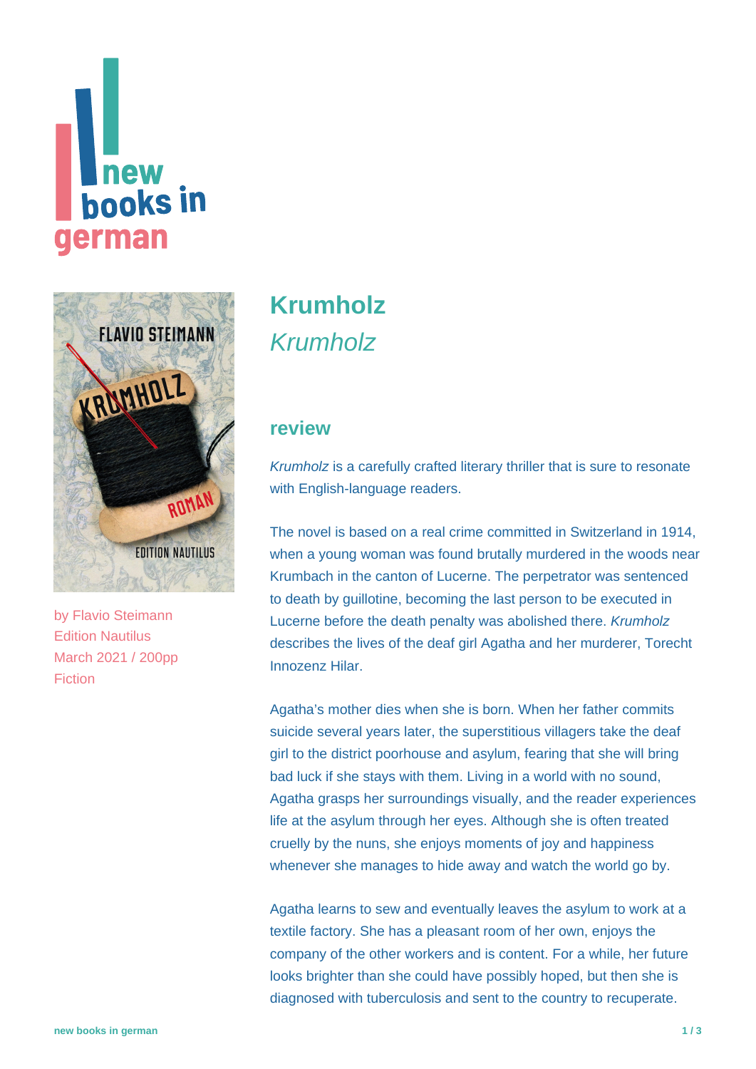# Krumholz

*Krumholz*

by Flavio Steimann
Edition Nautilus
March 2021 / 200pp
Fiction

## review

*Krumholz* is a carefully crafted literary thriller that is sure to resonate with English-language readers.

The novel is based on a real crime committed in Switzerland in 1914, when a young woman was found brutally murdered in the woods near Krumbach in the canton of Lucerne. The perpetrator was sentenced to death by guillotine, becoming the last person to be executed in Lucerne before the death penalty was abolished there. *Krumholz* describes the lives of the deaf girl Agatha and her murderer, Torecht Innozenz Hilar.

Agatha's mother dies when she is born. When her father commits suicide several years later, the superstitious villagers take the deaf girl to the district poorhouse and asylum, fearing that she will bring bad luck if she stays with them. Living in a world with no sound, Agatha grasps her surroundings visually, and the reader experiences life at the asylum through her eyes. Although she is often treated cruelly by the nuns, she enjoys moments of joy and happiness whenever she manages to hide away and watch the world go by.

Agatha learns to sew and eventually leaves the asylum to work at a textile factory. She has a pleasant room of her own, enjoys the company of the other workers and is content. For a while, her future looks brighter than she could have possibly hoped, but then she is diagnosed with tuberculosis and sent to the country to recuperate.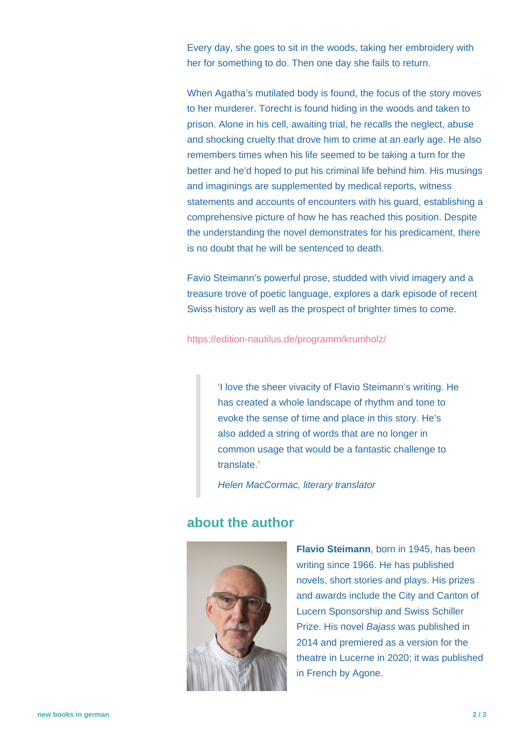Every day, she goes to sit in the woods, taking her embroidery with her for something to do. Then one day she fails to return.

When Agatha's mutilated body is found, the focus of the story moves to her murderer. Torecht is found hiding in the woods and taken to prison. Alone in his cell, awaiting trial, he recalls the neglect, abuse and shocking cruelty that drove him to crime at an early age. He also remembers times when his life seemed to be taking a turn for the better and he'd hoped to put his criminal life behind him. His musings and imaginings are supplemented by medical reports, witness statements and accounts of encounters with his guard, establishing a comprehensive picture of how he has reached this position. Despite the understanding the novel demonstrates for his predicament, there is no doubt that he will be sentenced to death.

Favio Steimann's powerful prose, studded with vivid imagery and a treasure trove of poetic language, explores a dark episode of recent Swiss history as well as the prospect of brighter times to come.

https://edition-nautilus.de/programm/krumholz/

> 'I love the sheer vivacity of Flavio Steimann's writing. He has created a whole landscape of rhythm and tone to evoke the sense of time and place in this story. He's also added a string of words that are no longer in common usage that would be a fantastic challenge to translate.'
>
> *Helen MacCormac, literary translator*

## about the author

**Flavio Steimann**, born in 1945, has been writing since 1966. He has published novels, short stories and plays. His prizes and awards include the City and Canton of Lucern Sponsorship and Swiss Schiller Prize. His novel *Bajass* was published in 2014 and premiered as a version for the theatre in Lucerne in 2020; it was published in French by Agone.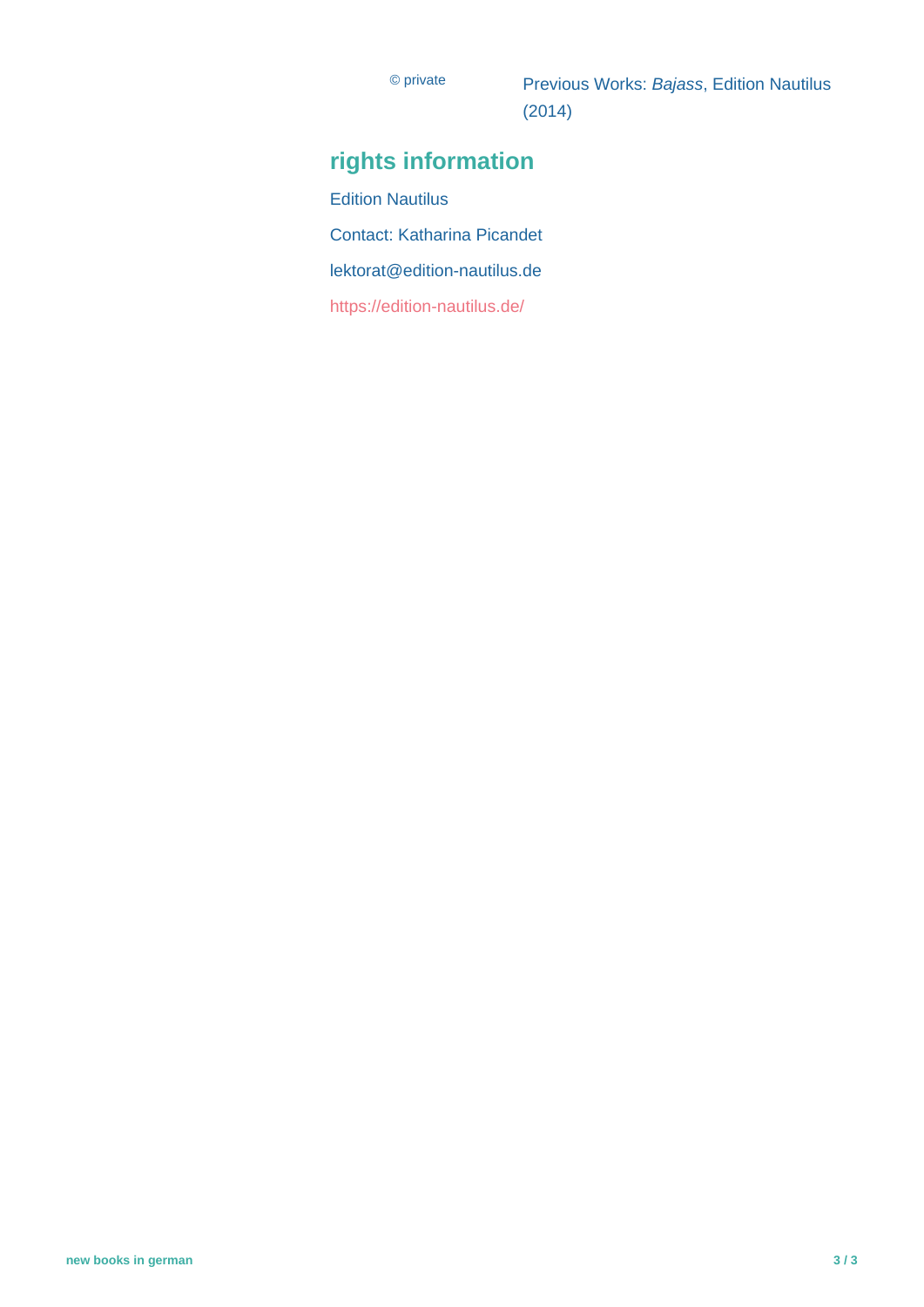© private

Previous Works: *Bajass*, Edition Nautilus (2014)

## rights information

Edition Nautilus

Contact: Katharina Picandet

lektorat@edition-nautilus.de

https://edition-nautilus.de/